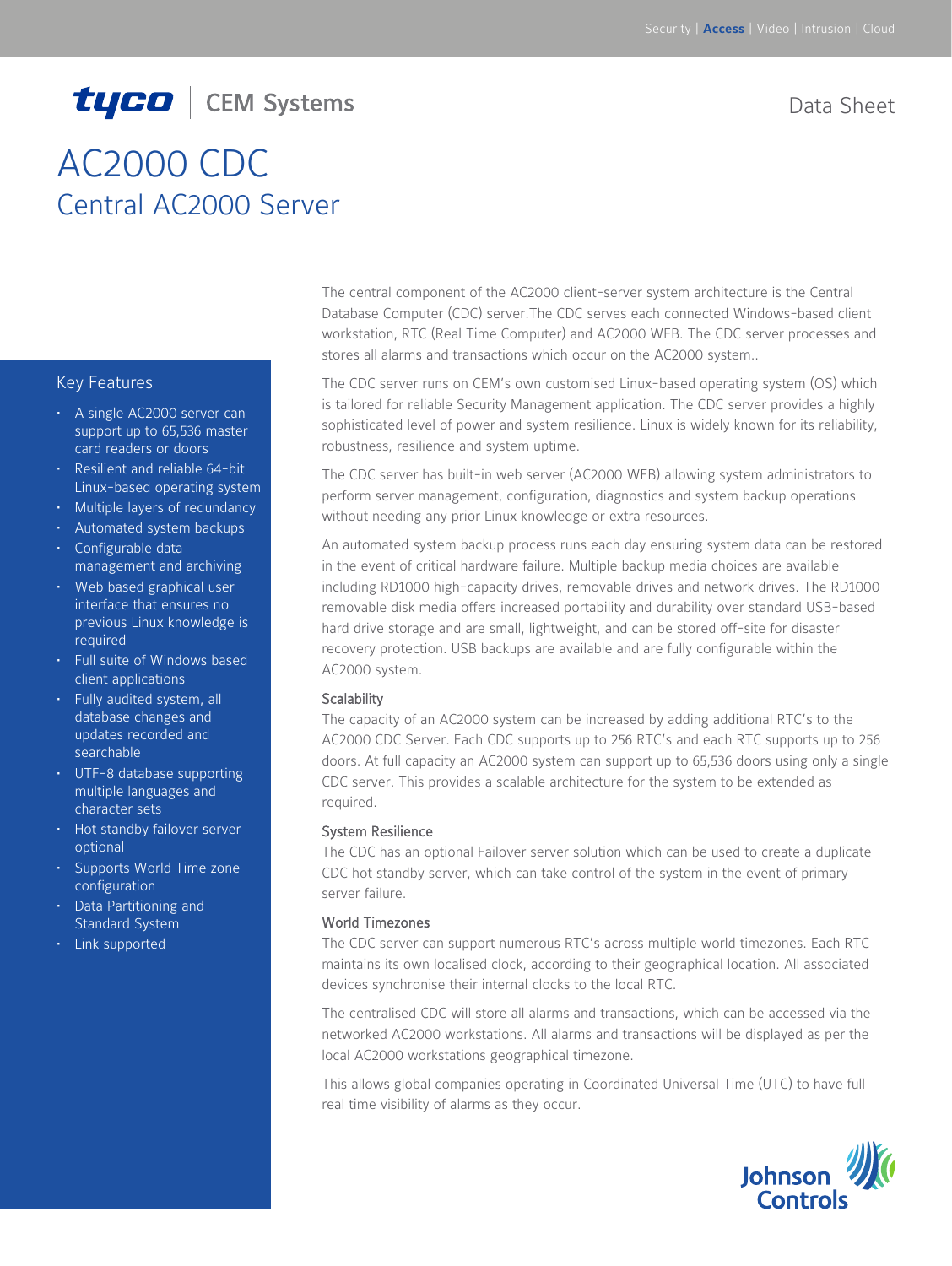# AC2000 CDC

## Central AC2000 Server

Data Sheet

### Key Features

- A single AC2000 server can support up to 65,536 master card readers or doors
- Resilient and reliable 64-bit Linux-based operating system
- Multiple layers of redundancy
- Automated system backups
- Configurable data management and archiving
- Web based graphical user interface that ensures no previous Linux knowledge is required
- Full suite of Windows based client applications
- Fully audited system, all database changes and updates recorded and searchable
- UTF-8 database supporting multiple languages and character sets
- Hot standby failover server optional
- Supports World Time zone configuration
- Data Partitioning and Standard System
- Link supported

The central component of the AC2000 client-server system architecture is the Central Database Computer (CDC) server.The CDC serves each connected Windows-based client workstation, RTC (Real Time Computer) and AC2000 WEB. The CDC server processes and stores all alarms and transactions which occur on the AC2000 system..

The CDC server runs on CEM's own customised Linux-based operating system (OS) which is tailored for reliable Security Management application. The CDC server provides a highly sophisticated level of power and system resilience. Linux is widely known for its reliability, robustness, resilience and system uptime.

The CDC server has built-in web server (AC2000 WEB) allowing system administrators to perform server management, configuration, diagnostics and system backup operations without needing any prior Linux knowledge or extra resources.

An automated system backup process runs each day ensuring system data can be restored in the event of critical hardware failure. Multiple backup media choices are available including RD1000 high-capacity drives, removable drives and network drives. The RD1000 removable disk media offers increased portability and durability over standard USB-based hard drive storage and are small, lightweight, and can be stored off-site for disaster recovery protection. USB backups are available and are fully configurable within the AC2000 system.

### Scalability

The capacity of an AC2000 system can be increased by adding additional RTC's to the AC2000 CDC Server. Each CDC supports up to 256 RTC's and each RTC supports up to 256 doors. At full capacity an AC2000 system can support up to 65,536 doors using only a single CDC server. This provides a scalable architecture for the system to be extended as required.

### System Resilience

The CDC has an optional Failover server solution which can be used to create a duplicate CDC hot standby server, which can take control of the system in the event of primary server failure.

### World Timezones

The CDC server can support numerous RTC's across multiple world timezones. Each RTC maintains its own localised clock, according to their geographical location. All associated devices synchronise their internal clocks to the local RTC.

The centralised CDC will store all alarms and transactions, which can be accessed via the networked AC2000 workstations. All alarms and transactions will be displayed as per the local AC2000 workstations geographical timezone.

This allows global companies operating in Coordinated Universal Time (UTC) to have full real time visibility of alarms as they occur.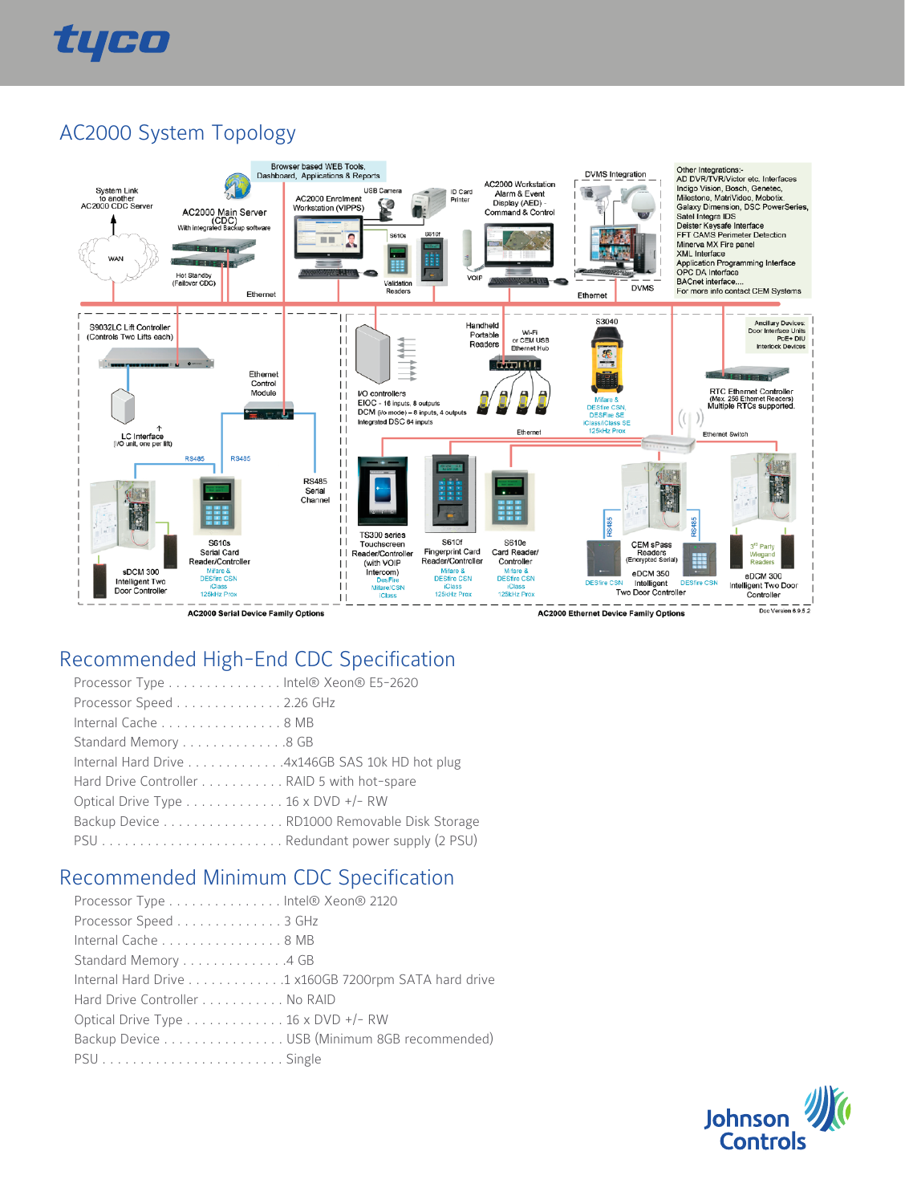# AC2000 System Topology

## Recommended High-End CDC Specification

Processor Type . . . . . . . . . . . . . . . Intel® Xeon® E5-2620
Processor Speed . . . . . . . . . . . . . . 2.26 GHz
Internal Cache . . . . . . . . . . . . . . . . 8 MB
Standard Memory . . . . . . . . . . . . . .8 GB
Internal Hard Drive . . . . . . . . . . . . .4x146GB SAS 10k HD hot plug
Hard Drive Controller . . . . . . . . . . . RAID 5 with hot-spare
Optical Drive Type . . . . . . . . . . . . . 16 x DVD +/- RW
Backup Device . . . . . . . . . . . . . . . . RD1000 Removable Disk Storage
PSU . . . . . . . . . . . . . . . . . . . . . . . . Redundant power supply (2 PSU)

## Recommended Minimum CDC Specification

Processor Type . . . . . . . . . . . . . . . Intel® Xeon® 2120
Processor Speed . . . . . . . . . . . . . . 3 GHz
Internal Cache . . . . . . . . . . . . . . . . 8 MB
Standard Memory . . . . . . . . . . . . . .4 GB
Internal Hard Drive . . . . . . . . . . . . .1 x160GB 7200rpm SATA hard drive
Hard Drive Controller . . . . . . . . . . . No RAID
Optical Drive Type . . . . . . . . . . . . . 16 x DVD +/- RW
Backup Device . . . . . . . . . . . . . . . . USB (Minimum 8GB recommended)
PSU . . . . . . . . . . . . . . . . . . . . . . . . Single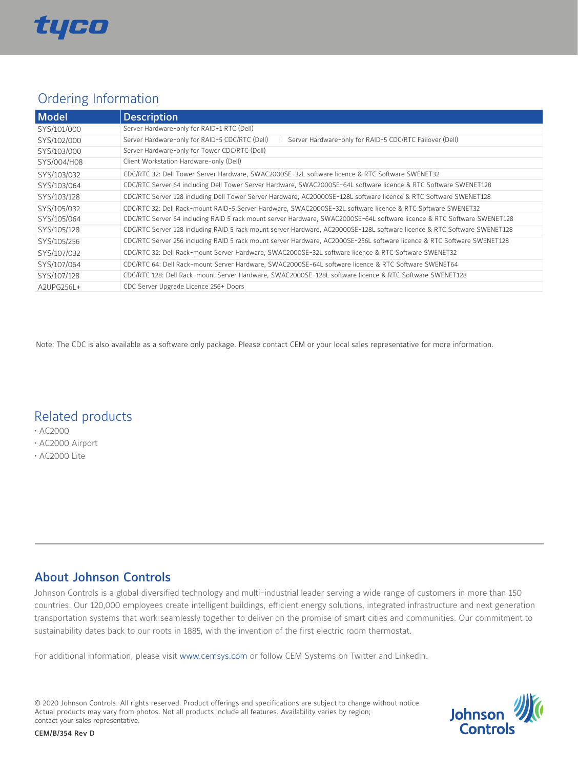## Ordering Information

| Model | Description |
|---|---|
| SYS/101/000 | Server Hardware-only for RAID-1 RTC (Dell) |
| SYS/102/000 | Server Hardware-only for RAID-5 CDC/RTC (Dell) \| Server Hardware-only for RAID-5 CDC/RTC Failover (Dell) |
| SYS/103/000 | Server Hardware-only for Tower CDC/RTC (Dell) |
| SYS/004/H08 | Client Workstation Hardware-only (Dell) |
| SYS/103/032 | CDC/RTC 32: Dell Tower Server Hardware, SWAC2000SE-32L software licence & RTC Software SWENET32 |
| SYS/103/064 | CDC/RTC Server 64 including Dell Tower Server Hardware, SWAC2000SE-64L software licence & RTC Software SWENET128 |
| SYS/103/128 | CDC/RTC Server 128 including Dell Tower Server Hardware, AC20000SE-128L software licence & RTC Software SWENET128 |
| SYS/105/032 | CDC/RTC 32: Dell Rack-mount RAID-5 Server Hardware, SWAC2000SE-32L software licence & RTC Software SWENET32 |
| SYS/105/064 | CDC/RTC Server 64 including RAID 5 rack mount server Hardware, SWAC2000SE-64L software licence & RTC Software SWENET128 |
| SYS/105/128 | CDC/RTC Server 128 including RAID 5 rack mount server Hardware, AC20000SE-128L software licence & RTC Software SWENET128 |
| SYS/105/256 | CDC/RTC Server 256 including RAID 5 rack mount server Hardware, AC2000SE-256L software licence & RTC Software SWENET128 |
| SYS/107/032 | CDC/RTC 32: Dell Rack-mount Server Hardware, SWAC2000SE-32L software licence & RTC Software SWENET32 |
| SYS/107/064 | CDC/RTC 64: Dell Rack-mount Server Hardware, SWAC2000SE-64L software licence & RTC Software SWENET64 |
| SYS/107/128 | CDC/RTC 128: Dell Rack-mount Server Hardware, SWAC2000SE-128L software licence & RTC Software SWENET128 |
| A2UPG256L+ | CDC Server Upgrade Licence 256+ Doors |

Note: The CDC is also available as a software only package. Please contact CEM or your local sales representative for more information.

## Related products

- AC2000
- AC2000 Airport
- AC2000 Lite

## About Johnson Controls

Johnson Controls is a global diversified technology and multi-industrial leader serving a wide range of customers in more than 150 countries. Our 120,000 employees create intelligent buildings, efficient energy solutions, integrated infrastructure and next generation transportation systems that work seamlessly together to deliver on the promise of smart cities and communities. Our commitment to sustainability dates back to our roots in 1885, with the invention of the first electric room thermostat.

For additional information, please visit www.cemsys.com or follow CEM Systems on Twitter and LinkedIn.

© 2020 Johnson Controls. All rights reserved. Product offerings and specifications are subject to change without notice. Actual products may vary from photos. Not all products include all features. Availability varies by region; contact your sales representative.

**CEM/B/354 Rev D**